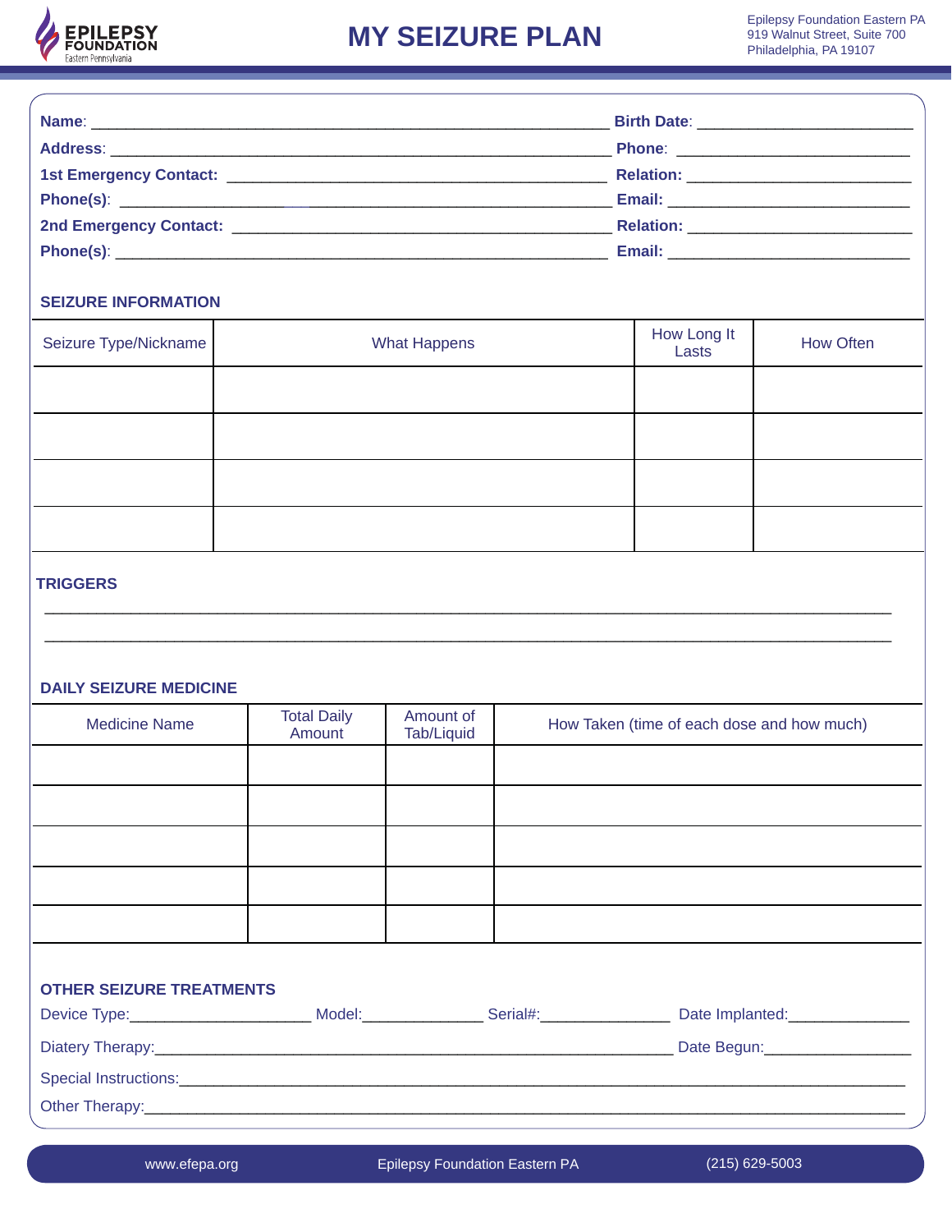# MY SEIZURE PLAN

Epilepsy Foundation Eastern PA
919 Walnut Street, Suite 700
Philadelphia, PA 19107

**Name**: ______________________________ **Birth Date**: ______________________

**Address**: ______________________________ **Phone**: ______________________

**1st Emergency Contact:** ______________________________ **Relation:** ______________________

**Phone(s)**: ______________________________ **Email:** ______________________

**2nd Emergency Contact:** ______________________________ **Relation:** ______________________

**Phone(s)**: ______________________________ **Email:** ______________________

## SEIZURE INFORMATION

| Seizure Type/Nickname | What Happens | How Long It Lasts | How Often |
|---|---|---|---|
| | | | |
| | | | |
| | | | |
| | | | |

## TRIGGERS

________________________________________________________________________

________________________________________________________________________

## DAILY SEIZURE MEDICINE

| Medicine Name | Total Daily Amount | Amount of Tab/Liquid | How Taken (time of each dose and how much) |
|---|---|---|---|
| | | | |
| | | | |
| | | | |
| | | | |
| | | | |

## OTHER SEIZURE TREATMENTS

Device Type:____________________ Model:______________ Serial#:______________ Date Implanted:______________

Diatery Therapy:________________________________________________ Date Begun:________________

Special Instructions:________________________________________________________________

Other Therapy:________________________________________________________________

www.efepa.org | Epilepsy Foundation Eastern PA | (215) 629-5003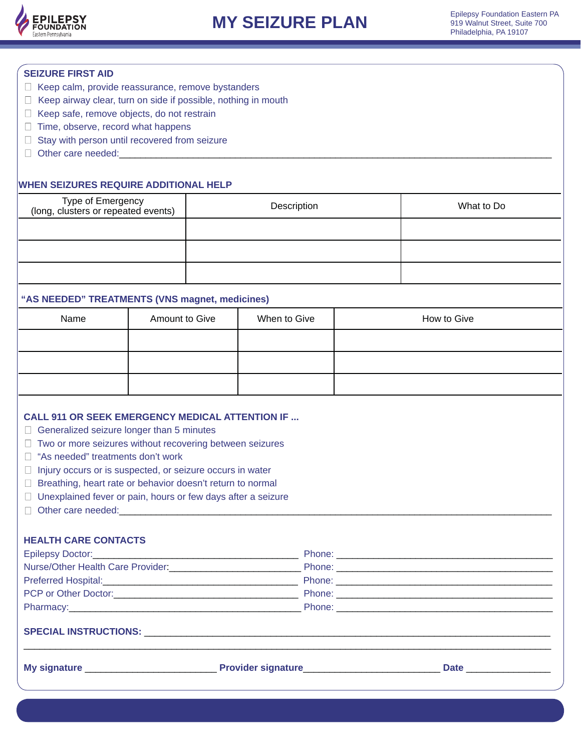Epilepsy Foundation Eastern Pennsylvania

# MY SEIZURE PLAN

Epilepsy Foundation Eastern PA
919 Walnut Street, Suite 700
Philadelphia, PA 19107

## SEIZURE FIRST AID

- ☐ Keep calm, provide reassurance, remove bystanders
- ☐ Keep airway clear, turn on side if possible, nothing in mouth
- ☐ Keep safe, remove objects, do not restrain
- ☐ Time, observe, record what happens
- ☐ Stay with person until recovered from seizure
- ☐ Other care needed:___________________________________________________________________________

## WHEN SEIZURES REQUIRE ADDITIONAL HELP

| Type of Emergency (long, clusters or repeated events) | Description | What to Do |
|---|---|---|
| | | |
| | | |
| | | |

## "AS NEEDED" TREATMENTS (VNS magnet, medicines)

| Name | Amount to Give | When to Give | How to Give |
|---|---|---|---|
| | | | |
| | | | |
| | | | |

## CALL 911 OR SEEK EMERGENCY MEDICAL ATTENTION IF ...

- ☐ Generalized seizure longer than 5 minutes
- ☐ Two or more seizures without recovering between seizures
- ☐ "As needed" treatments don't work
- ☐ Injury occurs or is suspected, or seizure occurs in water
- ☐ Breathing, heart rate or behavior doesn't return to normal
- ☐ Unexplained fever or pain, hours or few days after a seizure
- ☐ Other care needed:___________________________________________________________________________

## HEALTH CARE CONTACTS

Epilepsy Doctor:________________________________________ Phone: ________________________________________

Nurse/Other Health Care Provider:_________________________ Phone: ________________________________________

Preferred Hospital:______________________________________ Phone: ________________________________________

PCP or Other Doctor:____________________________________ Phone: ________________________________________

Pharmacy:_____________________________________________ Phone: ________________________________________

**SPECIAL INSTRUCTIONS:** ___________________________________________________________________________

_______________________________________________________________________________________________

**My signature** ________________________ **Provider signature**_________________________ **Date** _______________